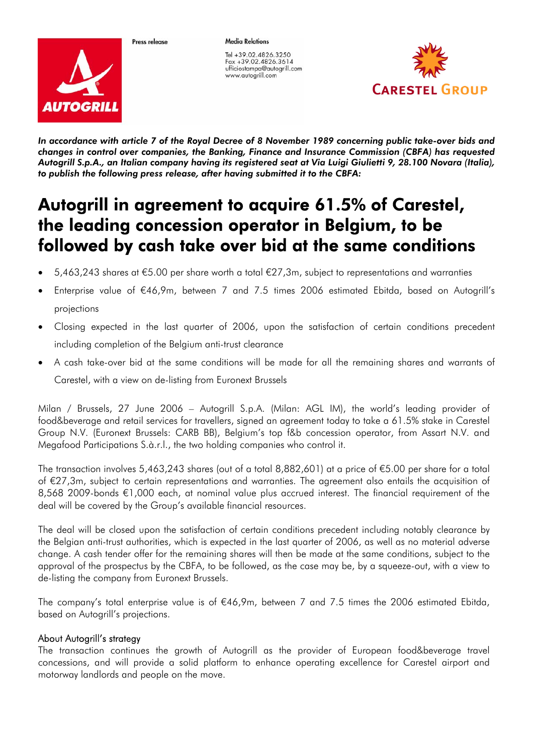Press release

Media Relations

Tel +39.02.4826.3250
Fax +39.02.4826.3614
ufficiostampa@autogrill.com
www.autogrill.com

*In accordance with article 7 of the Royal Decree of 8 November 1989 concerning public take-over bids and changes in control over companies, the Banking, Finance and Insurance Commission (CBFA) has requested Autogrill S.p.A., an Italian company having its registered seat at Via Luigi Giulietti 9, 28.100 Novara (Italia), to publish the following press release, after having submitted it to the CBFA:*

# Autogrill in agreement to acquire 61.5% of Carestel, the leading concession operator in Belgium, to be followed by cash take over bid at the same conditions

- 5,463,243 shares at €5.00 per share worth a total €27,3m, subject to representations and warranties
- Enterprise value of €46,9m, between 7 and 7.5 times 2006 estimated Ebitda, based on Autogrill's projections
- Closing expected in the last quarter of 2006, upon the satisfaction of certain conditions precedent including completion of the Belgium anti-trust clearance
- A cash take-over bid at the same conditions will be made for all the remaining shares and warrants of Carestel, with a view on de-listing from Euronext Brussels

Milan / Brussels, 27 June 2006 – Autogrill S.p.A. (Milan: AGL IM), the world's leading provider of food&beverage and retail services for travellers, signed an agreement today to take a 61.5% stake in Carestel Group N.V. (Euronext Brussels: CARB BB), Belgium's top f&b concession operator, from Assart N.V. and Megafood Participations S.à.r.l., the two holding companies who control it.

The transaction involves 5,463,243 shares (out of a total 8,882,601) at a price of €5.00 per share for a total of €27,3m, subject to certain representations and warranties. The agreement also entails the acquisition of 8,568 2009-bonds €1,000 each, at nominal value plus accrued interest. The financial requirement of the deal will be covered by the Group's available financial resources.

The deal will be closed upon the satisfaction of certain conditions precedent including notably clearance by the Belgian anti-trust authorities, which is expected in the last quarter of 2006, as well as no material adverse change. A cash tender offer for the remaining shares will then be made at the same conditions, subject to the approval of the prospectus by the CBFA, to be followed, as the case may be, by a squeeze-out, with a view to de-listing the company from Euronext Brussels.

The company's total enterprise value is of €46,9m, between 7 and 7.5 times the 2006 estimated Ebitda, based on Autogrill's projections.

## About Autogrill's strategy

The transaction continues the growth of Autogrill as the provider of European food&beverage travel concessions, and will provide a solid platform to enhance operating excellence for Carestel airport and motorway landlords and people on the move.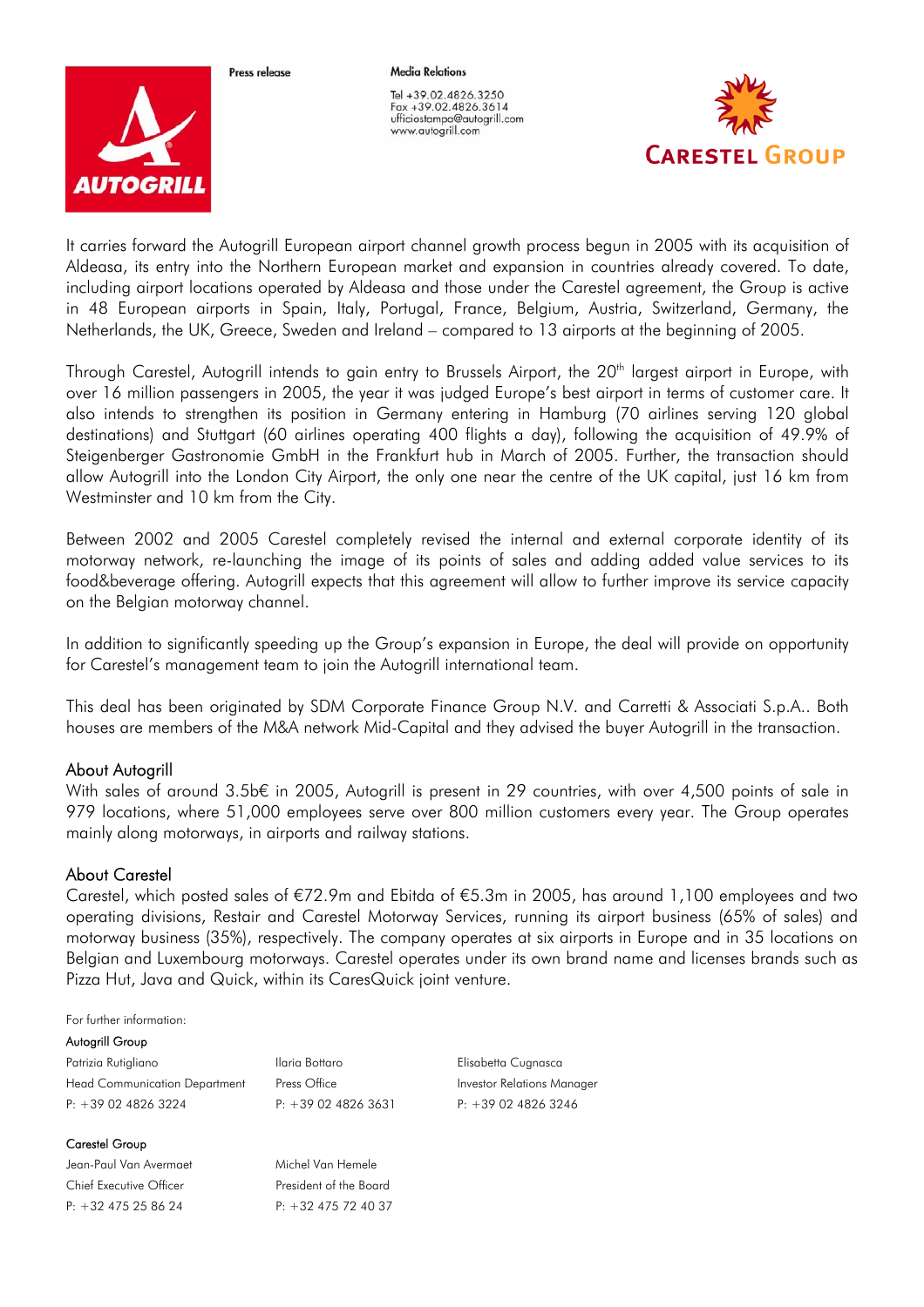Press release

Media Relations

Tel +39.02.4826.3250
Fax +39.02.4826.3614
ufficiostampa@autogrill.com
www.autogrill.com

It carries forward the Autogrill European airport channel growth process begun in 2005 with its acquisition of Aldeasa, its entry into the Northern European market and expansion in countries already covered. To date, including airport locations operated by Aldeasa and those under the Carestel agreement, the Group is active in 48 European airports in Spain, Italy, Portugal, France, Belgium, Austria, Switzerland, Germany, the Netherlands, the UK, Greece, Sweden and Ireland – compared to 13 airports at the beginning of 2005.

Through Carestel, Autogrill intends to gain entry to Brussels Airport, the 20th largest airport in Europe, with over 16 million passengers in 2005, the year it was judged Europe's best airport in terms of customer care. It also intends to strengthen its position in Germany entering in Hamburg (70 airlines serving 120 global destinations) and Stuttgart (60 airlines operating 400 flights a day), following the acquisition of 49.9% of Steigenberger Gastronomie GmbH in the Frankfurt hub in March of 2005. Further, the transaction should allow Autogrill into the London City Airport, the only one near the centre of the UK capital, just 16 km from Westminster and 10 km from the City.

Between 2002 and 2005 Carestel completely revised the internal and external corporate identity of its motorway network, re-launching the image of its points of sales and adding added value services to its food&beverage offering. Autogrill expects that this agreement will allow to further improve its service capacity on the Belgian motorway channel.

In addition to significantly speeding up the Group's expansion in Europe, the deal will provide on opportunity for Carestel's management team to join the Autogrill international team.

This deal has been originated by SDM Corporate Finance Group N.V. and Carretti & Associati S.p.A.. Both houses are members of the M&A network Mid-Capital and they advised the buyer Autogrill in the transaction.

## About Autogrill

With sales of around 3.5b€ in 2005, Autogrill is present in 29 countries, with over 4,500 points of sale in 979 locations, where 51,000 employees serve over 800 million customers every year. The Group operates mainly along motorways, in airports and railway stations.

## About Carestel

Carestel, which posted sales of €72.9m and Ebitda of €5.3m in 2005, has around 1,100 employees and two operating divisions, Restair and Carestel Motorway Services, running its airport business (65% of sales) and motorway business (35%), respectively. The company operates at six airports in Europe and in 35 locations on Belgian and Luxembourg motorways. Carestel operates under its own brand name and licenses brands such as Pizza Hut, Java and Quick, within its CaresQuick joint venture.

For further information:

**Autogrill Group**

| | | |
|---|---|---|
| Patrizia Rutigliano | Ilaria Bottaro | Elisabetta Cugnasca |
| Head Communication Department | Press Office | Investor Relations Manager |
| P: +39 02 4826 3224 | P: +39 02 4826 3631 | P: +39 02 4826 3246 |

**Carestel Group**

| | |
|---|---|
| Jean-Paul Van Avermaet | Michel Van Hemele |
| Chief Executive Officer | President of the Board |
| P: +32 475 25 86 24 | P: +32 475 72 40 37 |